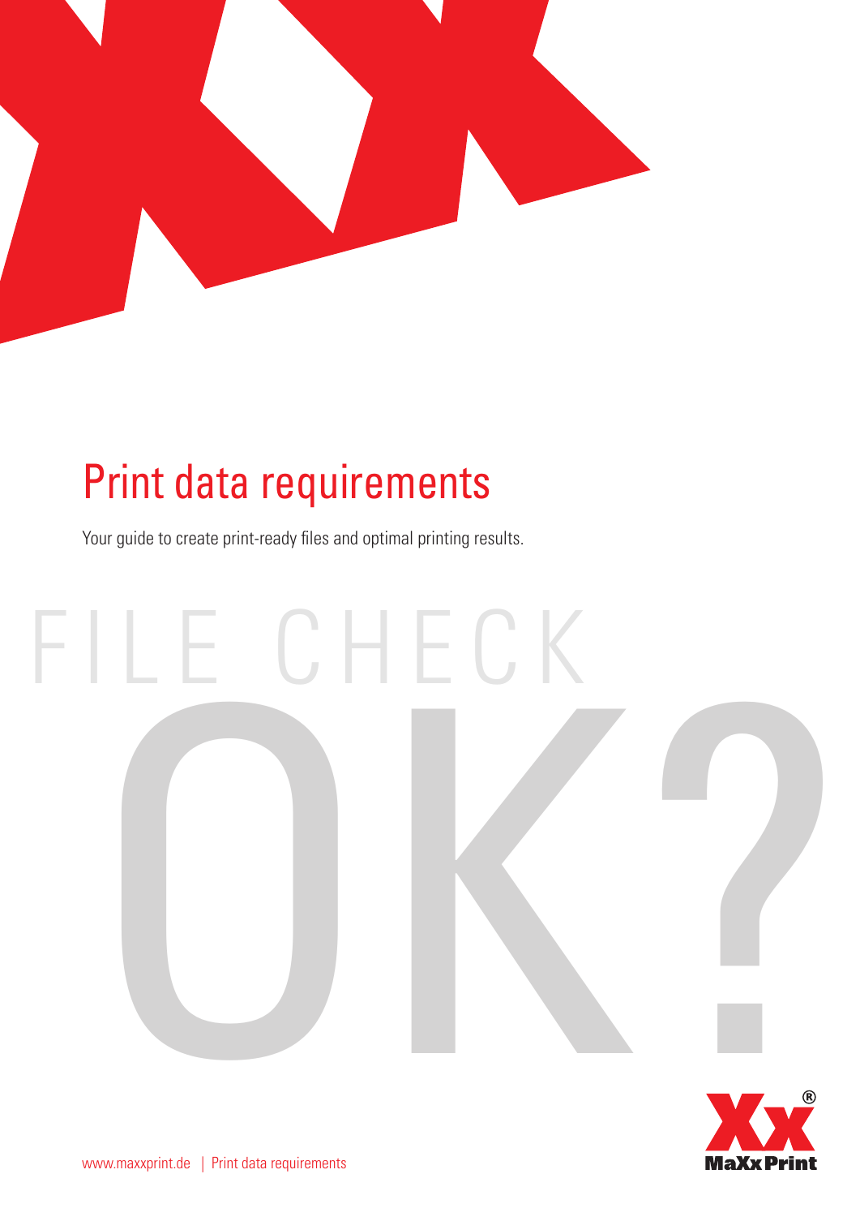# Print data requirements

Your guide to create print-ready files and optimal printing results.

FILE CHECK

OK?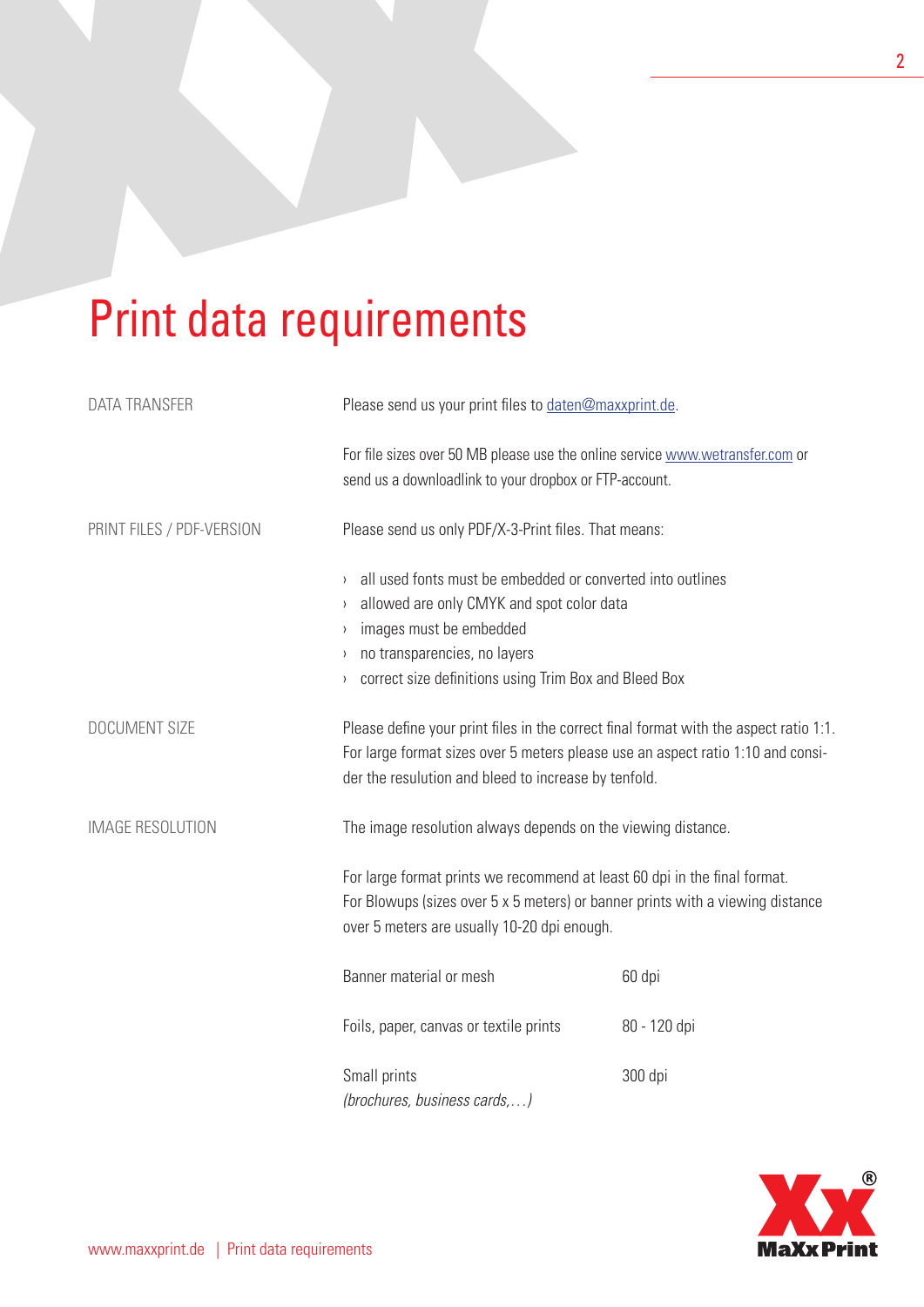# Print data requirements

**DATA TRANSFER**

Please send us your print files to daten@maxxprint.de.

For file sizes over 50 MB please use the online service www.wetransfer.com or send us a downloadlink to your dropbox or FTP-account.

**PRINT FILES / PDF-VERSION**

Please send us only PDF/X-3-Print files. That means:

- all used fonts must be embedded or converted into outlines
- allowed are only CMYK and spot color data
- images must be embedded
- no transparencies, no layers
- correct size definitions using Trim Box and Bleed Box

**DOCUMENT SIZE**

Please define your print files in the correct final format with the aspect ratio 1:1. For large format sizes over 5 meters please use an aspect ratio 1:10 and consider the resulution and bleed to increase by tenfold.

**IMAGE RESOLUTION**

The image resolution always depends on the viewing distance.

For large format prints we recommend at least 60 dpi in the final format. For Blowups (sizes over 5 x 5 meters) or banner prints with a viewing distance over 5 meters are usually 10-20 dpi enough.

| | |
|---|---|
| Banner material or mesh | 60 dpi |
| Foils, paper, canvas or textile prints | 80 - 120 dpi |
| Small prints *(brochures, business cards,…)* | 300 dpi |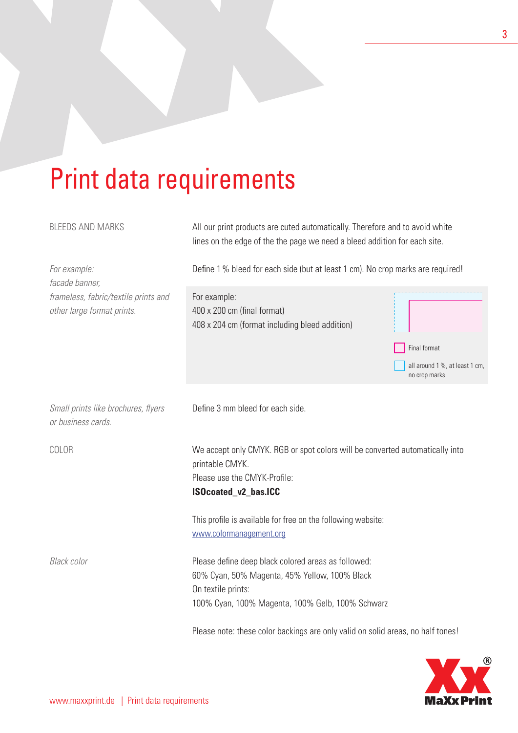# Print data requirements

BLEEDS AND MARKS

All our print products are cuted automatically. Therefore and to avoid white lines on the edge of the the page we need a bleed addition for each site.

*For example: facade banner, frameless, fabric/textile prints and other large format prints.*

Define 1 % bleed for each side (but at least 1 cm). No crop marks are required!

For example:
400 x 200 cm (final format)
408 x 204 cm (format including bleed addition)

Final format

all around 1 %, at least 1 cm, no crop marks

*Small prints like brochures, flyers or business cards.*

Define 3 mm bleed for each side.

COLOR

We accept only CMYK. RGB or spot colors will be converted automatically into printable CMYK.
Please use the CMYK-Profile:
**ISOcoated_v2_bas.ICC**

This profile is available for free on the following website:
www.colormanagement.org

*Black color*

Please define deep black colored areas as followed:
60% Cyan, 50% Magenta, 45% Yellow, 100% Black
On textile prints:
100% Cyan, 100% Magenta, 100% Gelb, 100% Schwarz

Please note: these color backings are only valid on solid areas, no half tones!